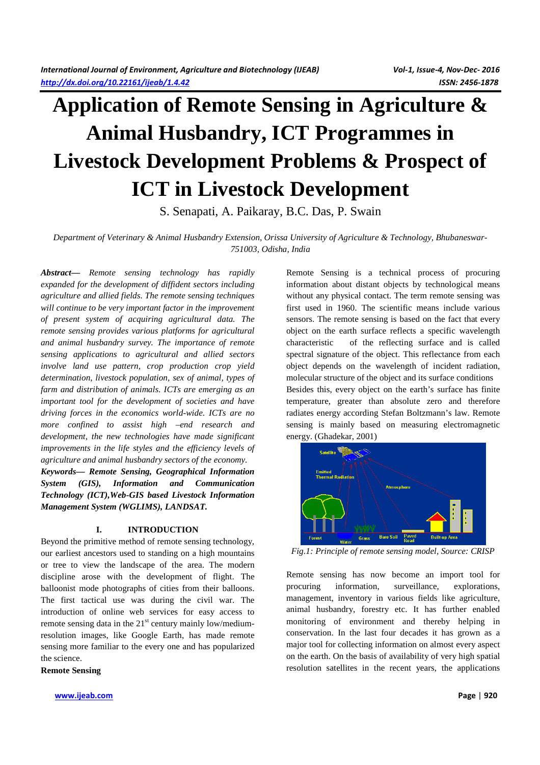# Application of Remote Sensing in Agriculture & Animal Husbandry, ICT Programmes in Livestock Development Problems & Prospect of ICT in Livestock Development

S. Senapati, A. Paikaray, B.C. Das, P. Swain

*Department of Veterinary & Animal Husbandry Extension, Orissa University of Agriculture & Technology, Bhubaneswar-751003, Odisha, India*

***Abstract—*** *Remote sensing technology has rapidly expanded for the development of diffident sectors including agriculture and allied fields. The remote sensing techniques will continue to be very important factor in the improvement of present system of acquiring agricultural data. The remote sensing provides various platforms for agricultural and animal husbandry survey. The importance of remote sensing applications to agricultural and allied sectors involve land use pattern, crop production crop yield determination, livestock population, sex of animal, types of farm and distribution of animals. ICTs are emerging as an important tool for the development of societies and have driving forces in the economics world-wide. ICTs are no more confined to assist high –end research and development, the new technologies have made significant improvements in the life styles and the efficiency levels of agriculture and animal husbandry sectors of the economy.*

***Keywords— Remote Sensing, Geographical Information System (GIS), Information and Communication Technology (ICT),Web-GIS based Livestock Information Management System (WGLIMS), LANDSAT.***

## I. INTRODUCTION

Beyond the primitive method of remote sensing technology, our earliest ancestors used to standing on a high mountains or tree to view the landscape of the area. The modern discipline arose with the development of flight. The balloonist mode photographs of cities from their balloons. The first tactical use was during the civil war. The introduction of online web services for easy access to remote sensing data in the 21st century mainly low/medium-resolution images, like Google Earth, has made remote sensing more familiar to the every one and has popularized the science.

**Remote Sensing**

Remote Sensing is a technical process of procuring information about distant objects by technological means without any physical contact. The term remote sensing was first used in 1960. The scientific means include various sensors. The remote sensing is based on the fact that every object on the earth surface reflects a specific wavelength characteristic of the reflecting surface and is called spectral signature of the object. This reflectance from each object depends on the wavelength of incident radiation, molecular structure of the object and its surface conditions

Besides this, every object on the earth's surface has finite temperature, greater than absolute zero and therefore radiates energy according Stefan Boltzmann's law. Remote sensing is mainly based on measuring electromagnetic energy. (Ghadekar, 2001)

*Fig.1: Principle of remote sensing model, Source: CRISP*

Remote sensing has now become an import tool for procuring information, surveillance, explorations, management, inventory in various fields like agriculture, animal husbandry, forestry etc. It has further enabled monitoring of environment and thereby helping in conservation. In the last four decades it has grown as a major tool for collecting information on almost every aspect on the earth. On the basis of availability of very high spatial resolution satellites in the recent years, the applications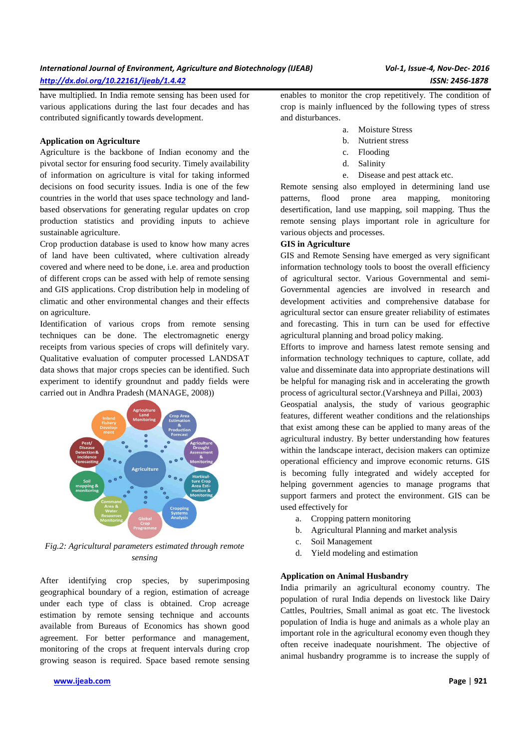have multiplied. In India remote sensing has been used for various applications during the last four decades and has contributed significantly towards development.

**Application on Agriculture**

Agriculture is the backbone of Indian economy and the pivotal sector for ensuring food security. Timely availability of information on agriculture is vital for taking informed decisions on food security issues. India is one of the few countries in the world that uses space technology and land-based observations for generating regular updates on crop production statistics and providing inputs to achieve sustainable agriculture.

Crop production database is used to know how many acres of land have been cultivated, where cultivation already covered and where need to be done, i.e. area and production of different crops can be assed with help of remote sensing and GIS applications. Crop distribution help in modeling of climatic and other environmental changes and their effects on agriculture.

Identification of various crops from remote sensing techniques can be done. The electromagnetic energy receipts from various species of crops will definitely vary. Qualitative evaluation of computer processed LANDSAT data shows that major crops species can be identified. Such experiment to identify groundnut and paddy fields were carried out in Andhra Pradesh (MANAGE, 2008))

*Fig.2: Agricultural parameters estimated through remote sensing*

After identifying crop species, by superimposing geographical boundary of a region, estimation of acreage under each type of class is obtained. Crop acreage estimation by remote sensing technique and accounts available from Bureaus of Economics has shown good agreement. For better performance and management, monitoring of the crops at frequent intervals during crop growing season is required. Space based remote sensing enables to monitor the crop repetitively. The condition of crop is mainly influenced by the following types of stress and disturbances.

a. Moisture Stress
b. Nutrient stress
c. Flooding
d. Salinity
e. Disease and pest attack etc.

Remote sensing also employed in determining land use patterns, flood prone area mapping, monitoring desertification, land use mapping, soil mapping. Thus the remote sensing plays important role in agriculture for various objects and processes.

**GIS in Agriculture**

GIS and Remote Sensing have emerged as very significant information technology tools to boost the overall efficiency of agricultural sector. Various Governmental and semi-Governmental agencies are involved in research and development activities and comprehensive database for agricultural sector can ensure greater reliability of estimates and forecasting. This in turn can be used for effective agricultural planning and broad policy making.

Efforts to improve and harness latest remote sensing and information technology techniques to capture, collate, add value and disseminate data into appropriate destinations will be helpful for managing risk and in accelerating the growth process of agricultural sector.(Varshneya and Pillai, 2003)

Geospatial analysis, the study of various geographic features, different weather conditions and the relationships that exist among these can be applied to many areas of the agricultural industry. By better understanding how features within the landscape interact, decision makers can optimize operational efficiency and improve economic returns. GIS is becoming fully integrated and widely accepted for helping government agencies to manage programs that support farmers and protect the environment. GIS can be used effectively for

a. Cropping pattern monitoring
b. Agricultural Planning and market analysis
c. Soil Management
d. Yield modeling and estimation

**Application on Animal Husbandry**

India primarily an agricultural economy country. The population of rural India depends on livestock like Dairy Cattles, Poultries, Small animal as goat etc. The livestock population of India is huge and animals as a whole play an important role in the agricultural economy even though they often receive inadequate nourishment. The objective of animal husbandry programme is to increase the supply of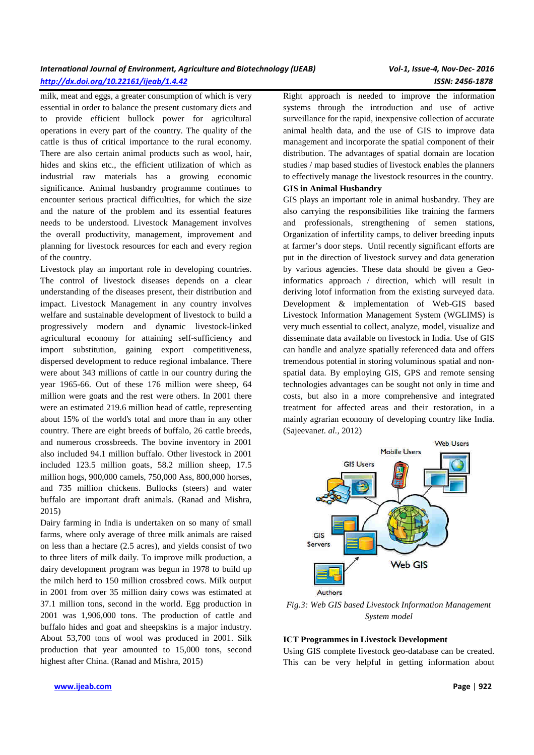milk, meat and eggs, a greater consumption of which is very essential in order to balance the present customary diets and to provide efficient bullock power for agricultural operations in every part of the country. The quality of the cattle is thus of critical importance to the rural economy. There are also certain animal products such as wool, hair, hides and skins etc., the efficient utilization of which as industrial raw materials has a growing economic significance. Animal husbandry programme continues to encounter serious practical difficulties, for which the size and the nature of the problem and its essential features needs to be understood. Livestock Management involves the overall productivity, management, improvement and planning for livestock resources for each and every region of the country.

Livestock play an important role in developing countries. The control of livestock diseases depends on a clear understanding of the diseases present, their distribution and impact. Livestock Management in any country involves welfare and sustainable development of livestock to build a progressively modern and dynamic livestock-linked agricultural economy for attaining self-sufficiency and import substitution, gaining export competitiveness, dispersed development to reduce regional imbalance. There were about 343 millions of cattle in our country during the year 1965-66. Out of these 176 million were sheep, 64 million were goats and the rest were others. In 2001 there were an estimated 219.6 million head of cattle, representing about 15% of the world's total and more than in any other country. There are eight breeds of buffalo, 26 cattle breeds, and numerous crossbreeds. The bovine inventory in 2001 also included 94.1 million buffalo. Other livestock in 2001 included 123.5 million goats, 58.2 million sheep, 17.5 million hogs, 900,000 camels, 750,000 Ass, 800,000 horses, and 735 million chickens. Bullocks (steers) and water buffalo are important draft animals. (Ranad and Mishra, 2015)

Dairy farming in India is undertaken on so many of small farms, where only average of three milk animals are raised on less than a hectare (2.5 acres), and yields consist of two to three liters of milk daily. To improve milk production, a dairy development program was begun in 1978 to build up the milch herd to 150 million crossbred cows. Milk output in 2001 from over 35 million dairy cows was estimated at 37.1 million tons, second in the world. Egg production in 2001 was 1,906,000 tons. The production of cattle and buffalo hides and goat and sheepskins is a major industry. About 53,700 tons of wool was produced in 2001. Silk production that year amounted to 15,000 tons, second highest after China. (Ranad and Mishra, 2015)

Right approach is needed to improve the information systems through the introduction and use of active surveillance for the rapid, inexpensive collection of accurate animal health data, and the use of GIS to improve data management and incorporate the spatial component of their distribution. The advantages of spatial domain are location studies / map based studies of livestock enables the planners to effectively manage the livestock resources in the country.

**GIS in Animal Husbandry**

GIS plays an important role in animal husbandry. They are also carrying the responsibilities like training the farmers and professionals, strengthening of semen stations, Organization of infertility camps, to deliver breeding inputs at farmer's door steps. Until recently significant efforts are put in the direction of livestock survey and data generation by various agencies. These data should be given a Geo-informatics approach / direction, which will result in deriving lotof information from the existing surveyed data. Development & implementation of Web-GIS based Livestock Information Management System (WGLIMS) is very much essential to collect, analyze, model, visualize and disseminate data available on livestock in India. Use of GIS can handle and analyze spatially referenced data and offers tremendous potential in storing voluminous spatial and non-spatial data. By employing GIS, GPS and remote sensing technologies advantages can be sought not only in time and costs, but also in a more comprehensive and integrated treatment for affected areas and their restoration, in a mainly agrarian economy of developing country like India. (Sajeevan*et. al.*, 2012)

*Fig.3: Web GIS based Livestock Information Management System model*

**ICT Programmes in Livestock Development**

Using GIS complete livestock geo-database can be created. This can be very helpful in getting information about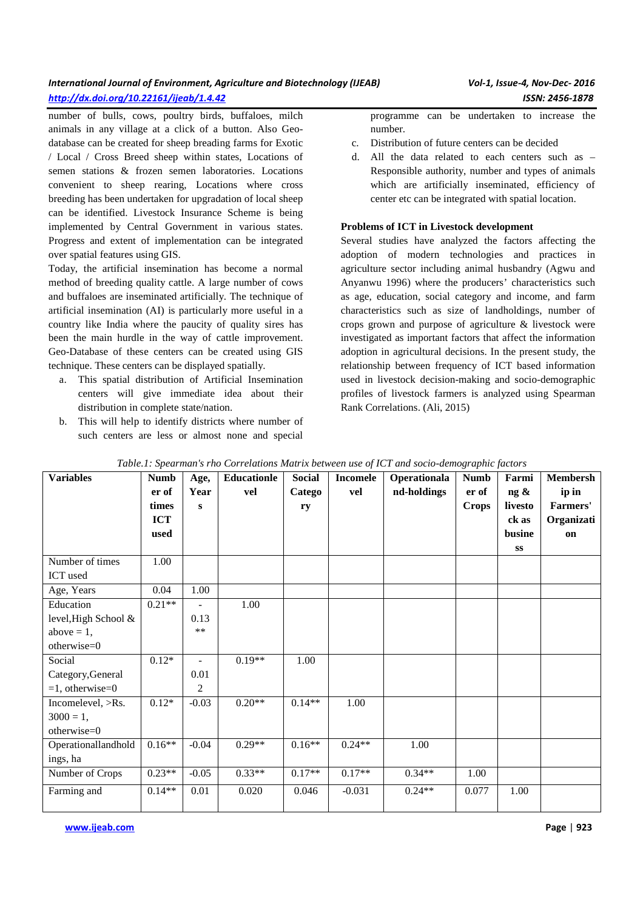number of bulls, cows, poultry birds, buffaloes, milch animals in any village at a click of a button. Also Geo-database can be created for sheep breading farms for Exotic / Local / Cross Breed sheep within states, Locations of semen stations & frozen semen laboratories. Locations convenient to sheep rearing, Locations where cross breeding has been undertaken for upgradation of local sheep can be identified. Livestock Insurance Scheme is being implemented by Central Government in various states. Progress and extent of implementation can be integrated over spatial features using GIS.

Today, the artificial insemination has become a normal method of breeding quality cattle. A large number of cows and buffaloes are inseminated artificially. The technique of artificial insemination (AI) is particularly more useful in a country like India where the paucity of quality sires has been the main hurdle in the way of cattle improvement. Geo-Database of these centers can be created using GIS technique. These centers can be displayed spatially.

a. This spatial distribution of Artificial Insemination centers will give immediate idea about their distribution in complete state/nation.
b. This will help to identify districts where number of such centers are less or almost none and special programme can be undertaken to increase the number.
c. Distribution of future centers can be decided
d. All the data related to each centers such as – Responsible authority, number and types of animals which are artificially inseminated, efficiency of center etc can be integrated with spatial location.

**Problems of ICT in Livestock development**

Several studies have analyzed the factors affecting the adoption of modern technologies and practices in agriculture sector including animal husbandry (Agwu and Anyanwu 1996) where the producers' characteristics such as age, education, social category and income, and farm characteristics such as size of landholdings, number of crops grown and purpose of agriculture & livestock were investigated as important factors that affect the information adoption in agricultural decisions. In the present study, the relationship between frequency of ICT based information used in livestock decision-making and socio-demographic profiles of livestock farmers is analyzed using Spearman Rank Correlations. (Ali, 2015)

*Table.1: Spearman's rho Correlations Matrix between use of ICT and socio-demographic factors*

| Variables | Number of times ICT used | Age, Years | Educationlevel | Social Category | Incomelevel | Operationaland-holdings | Number of Crops | Farming & livestock as business | Membership in Farmers' Organization |
|---|---|---|---|---|---|---|---|---|---|
| Number of times ICT used | 1.00 | | | | | | | | |
| Age, Years | 0.04 | 1.00 | | | | | | | |
| Education level,High School & above = 1, otherwise=0 | 0.21** | -0.13** | 1.00 | | | | | | |
| Social Category,General =1, otherwise=0 | 0.12* | -0.012 | 0.19** | 1.00 | | | | | |
| Incomelevel, >Rs. 3000 = 1, otherwise=0 | 0.12* | -0.03 | 0.20** | 0.14** | 1.00 | | | | |
| Operationallandholdings, ha | 0.16** | -0.04 | 0.29** | 0.16** | 0.24** | 1.00 | | | |
| Number of Crops | 0.23** | -0.05 | 0.33** | 0.17** | 0.17** | 0.34** | 1.00 | | |
| Farming and | 0.14** | 0.01 | 0.020 | 0.046 | -0.031 | 0.24** | 0.077 | 1.00 | |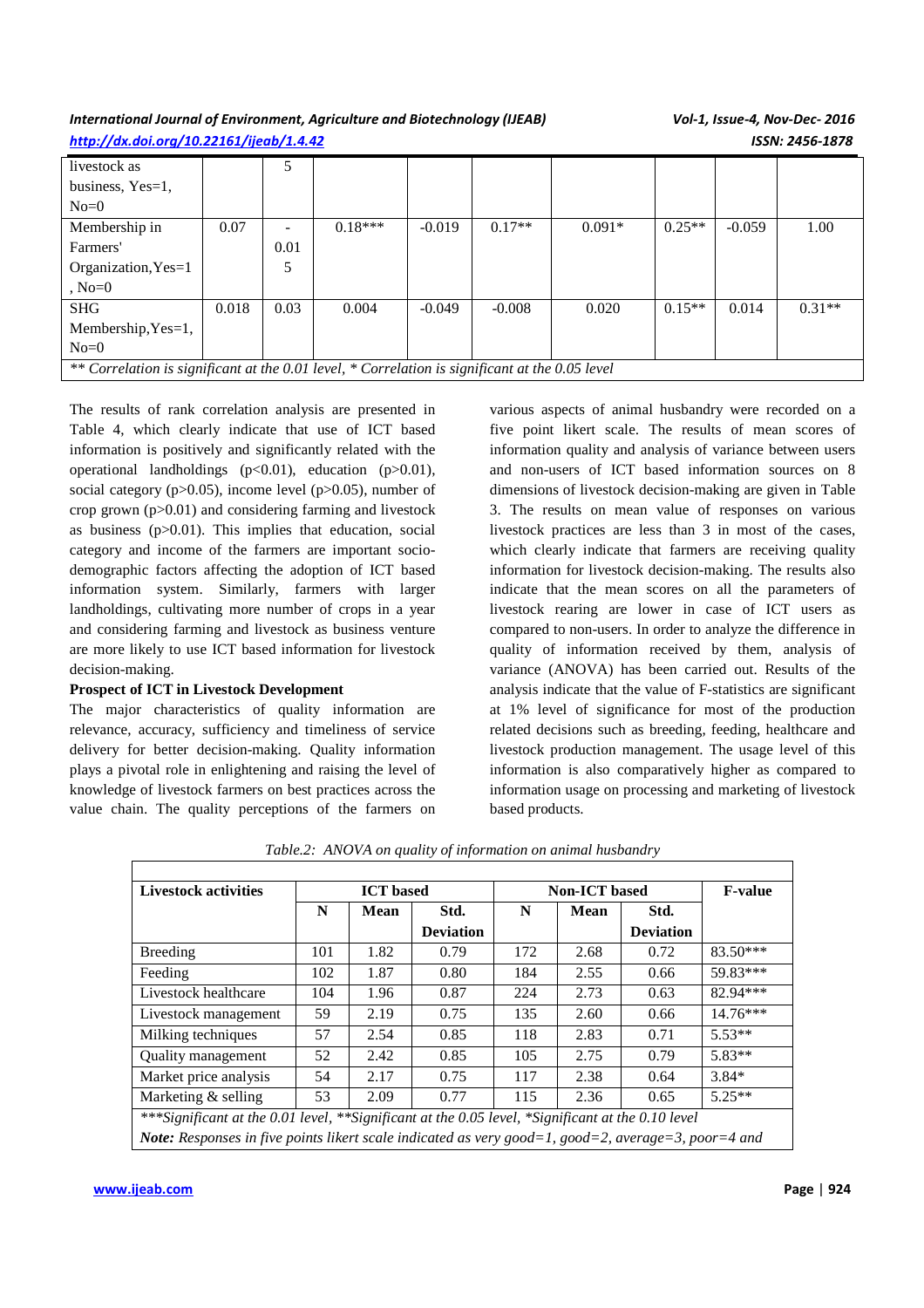| | | | | | | | | | |
|---|---|---|---|---|---|---|---|---|---|
| livestock as business, Yes=1, No=0 | | 5 | | | | | | | |
| Membership in Farmers' Organization,Yes=1, No=0 | 0.07 | -0.015 | 0.18*** | -0.019 | 0.17** | 0.091* | 0.25** | -0.059 | 1.00 |
| SHG Membership,Yes=1, No=0 | 0.018 | 0.03 | 0.004 | -0.049 | -0.008 | 0.020 | 0.15** | 0.014 | 0.31** |

*\*\* Correlation is significant at the 0.01 level, \* Correlation is significant at the 0.05 level*

The results of rank correlation analysis are presented in Table 4, which clearly indicate that use of ICT based information is positively and significantly related with the operational landholdings ($p<0.01$), education ($p>0.01$), social category ($p>0.05$), income level ($p>0.05$), number of crop grown ($p>0.01$) and considering farming and livestock as business ($p>0.01$). This implies that education, social category and income of the farmers are important socio-demographic factors affecting the adoption of ICT based information system. Similarly, farmers with larger landholdings, cultivating more number of crops in a year and considering farming and livestock as business venture are more likely to use ICT based information for livestock decision-making.

**Prospect of ICT in Livestock Development**

The major characteristics of quality information are relevance, accuracy, sufficiency and timeliness of service delivery for better decision-making. Quality information plays a pivotal role in enlightening and raising the level of knowledge of livestock farmers on best practices across the value chain. The quality perceptions of the farmers on various aspects of animal husbandry were recorded on a five point likert scale. The results of mean scores of information quality and analysis of variance between users and non-users of ICT based information sources on 8 dimensions of livestock decision-making are given in Table 3. The results on mean value of responses on various livestock practices are less than 3 in most of the cases, which clearly indicate that farmers are receiving quality information for livestock decision-making. The results also indicate that the mean scores on all the parameters of livestock rearing are lower in case of ICT users as compared to non-users. In order to analyze the difference in quality of information received by them, analysis of variance (ANOVA) has been carried out. Results of the analysis indicate that the value of F-statistics are significant at 1% level of significance for most of the production related decisions such as breeding, feeding, healthcare and livestock production management. The usage level of this information is also comparatively higher as compared to information usage on processing and marketing of livestock based products.

*Table.2: ANOVA on quality of information on animal husbandry*

| Livestock activities | ICT based | | | Non-ICT based | | | F-value |
|---|---|---|---|---|---|---|---|
| | N | Mean | Std. Deviation | N | Mean | Std. Deviation | |
| Breeding | 101 | 1.82 | 0.79 | 172 | 2.68 | 0.72 | 83.50*** |
| Feeding | 102 | 1.87 | 0.80 | 184 | 2.55 | 0.66 | 59.83*** |
| Livestock healthcare | 104 | 1.96 | 0.87 | 224 | 2.73 | 0.63 | 82.94*** |
| Livestock management | 59 | 2.19 | 0.75 | 135 | 2.60 | 0.66 | 14.76*** |
| Milking techniques | 57 | 2.54 | 0.85 | 118 | 2.83 | 0.71 | 5.53** |
| Quality management | 52 | 2.42 | 0.85 | 105 | 2.75 | 0.79 | 5.83** |
| Market price analysis | 54 | 2.17 | 0.75 | 117 | 2.38 | 0.64 | 3.84* |
| Marketing & selling | 53 | 2.09 | 0.77 | 115 | 2.36 | 0.65 | 5.25** |

*\*\*\*Significant at the 0.01 level, \*\*Significant at the 0.05 level, \*Significant at the 0.10 level*

***Note:*** *Responses in five points likert scale indicated as very good=1, good=2, average=3, poor=4 and*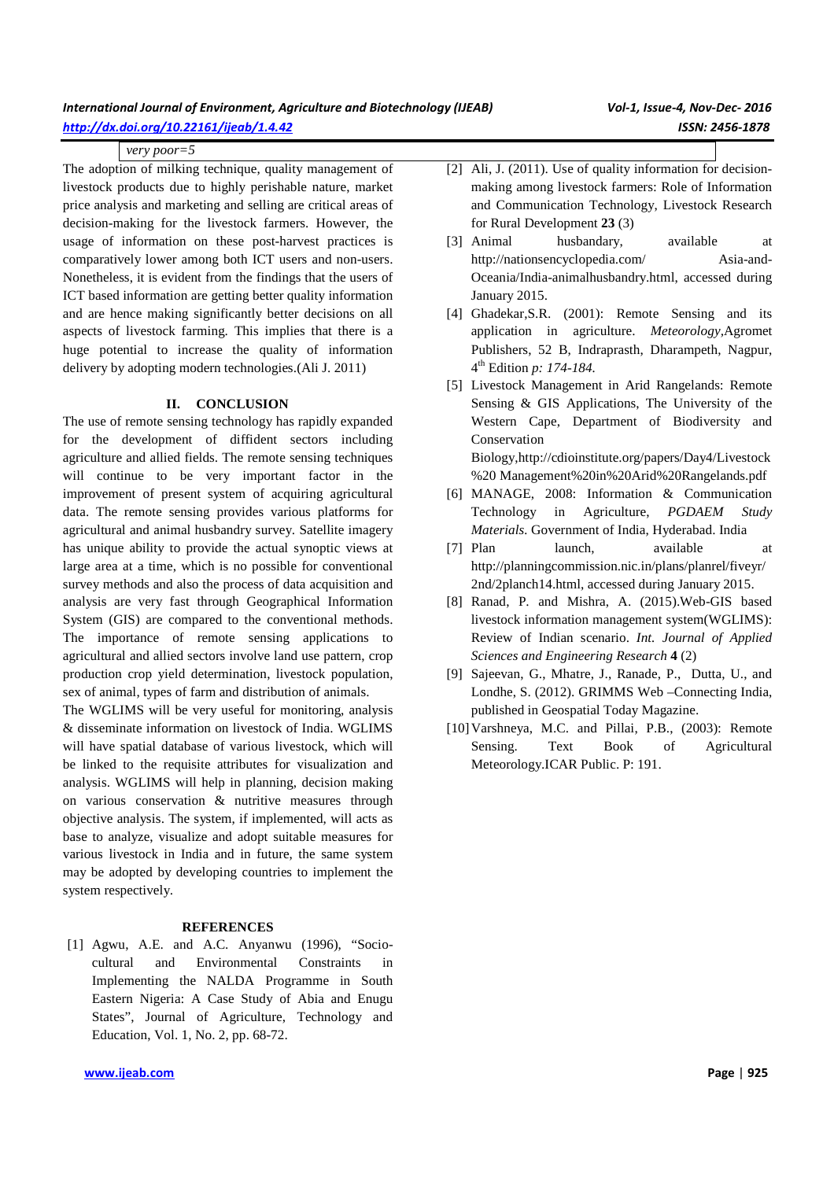| very poor=5 |
|---|

The adoption of milking technique, quality management of livestock products due to highly perishable nature, market price analysis and marketing and selling are critical areas of decision-making for the livestock farmers. However, the usage of information on these post-harvest practices is comparatively lower among both ICT users and non-users. Nonetheless, it is evident from the findings that the users of ICT based information are getting better quality information and are hence making significantly better decisions on all aspects of livestock farming. This implies that there is a huge potential to increase the quality of information delivery by adopting modern technologies.(Ali J. 2011)

## II. CONCLUSION

The use of remote sensing technology has rapidly expanded for the development of diffident sectors including agriculture and allied fields. The remote sensing techniques will continue to be very important factor in the improvement of present system of acquiring agricultural data. The remote sensing provides various platforms for agricultural and animal husbandry survey. Satellite imagery has unique ability to provide the actual synoptic views at large area at a time, which is no possible for conventional survey methods and also the process of data acquisition and analysis are very fast through Geographical Information System (GIS) are compared to the conventional methods. The importance of remote sensing applications to agricultural and allied sectors involve land use pattern, crop production crop yield determination, livestock population, sex of animal, types of farm and distribution of animals.

The WGLIMS will be very useful for monitoring, analysis & disseminate information on livestock of India. WGLIMS will have spatial database of various livestock, which will be linked to the requisite attributes for visualization and analysis. WGLIMS will help in planning, decision making on various conservation & nutritive measures through objective analysis. The system, if implemented, will acts as base to analyze, visualize and adopt suitable measures for various livestock in India and in future, the same system may be adopted by developing countries to implement the system respectively.

## REFERENCES

[1] Agwu, A.E. and A.C. Anyanwu (1996), "Socio-cultural and Environmental Constraints in Implementing the NALDA Programme in South Eastern Nigeria: A Case Study of Abia and Enugu States", Journal of Agriculture, Technology and Education, Vol. 1, No. 2, pp. 68-72.

[2] Ali, J. (2011). Use of quality information for decision-making among livestock farmers: Role of Information and Communication Technology, Livestock Research for Rural Development **23** (3)

[3] Animal husbandary, available at http://nationsencyclopedia.com/ Asia-and-Oceania/India-animalhusbandry.html, accessed during January 2015.

[4] Ghadekar,S.R. (2001): Remote Sensing and its application in agriculture. *Meteorology,*Agromet Publishers, 52 B, Indraprasth, Dharampeth, Nagpur, 4th Edition *p: 174-184.*

[5] Livestock Management in Arid Rangelands: Remote Sensing & GIS Applications, The University of the Western Cape, Department of Biodiversity and Conservation Biology,http://cdioinstitute.org/papers/Day4/Livestock%20 Management%20in%20Arid%20Rangelands.pdf

[6] MANAGE, 2008: Information & Communication Technology in Agriculture, *PGDAEM Study Materials.* Government of India, Hyderabad. India

[7] Plan launch, available at http://planningcommission.nic.in/plans/planrel/fiveyr/2nd/2planch14.html, accessed during January 2015.

[8] Ranad, P. and Mishra, A. (2015).Web-GIS based livestock information management system(WGLIMS): Review of Indian scenario. *Int. Journal of Applied Sciences and Engineering Research* **4** (2)

[9] Sajeevan, G., Mhatre, J., Ranade, P., Dutta, U., and Londhe, S. (2012). GRIMMS Web –Connecting India, published in Geospatial Today Magazine.

[10] Varshneya, M.C. and Pillai, P.B., (2003): Remote Sensing. Text Book of Agricultural Meteorology.ICAR Public. P: 191.